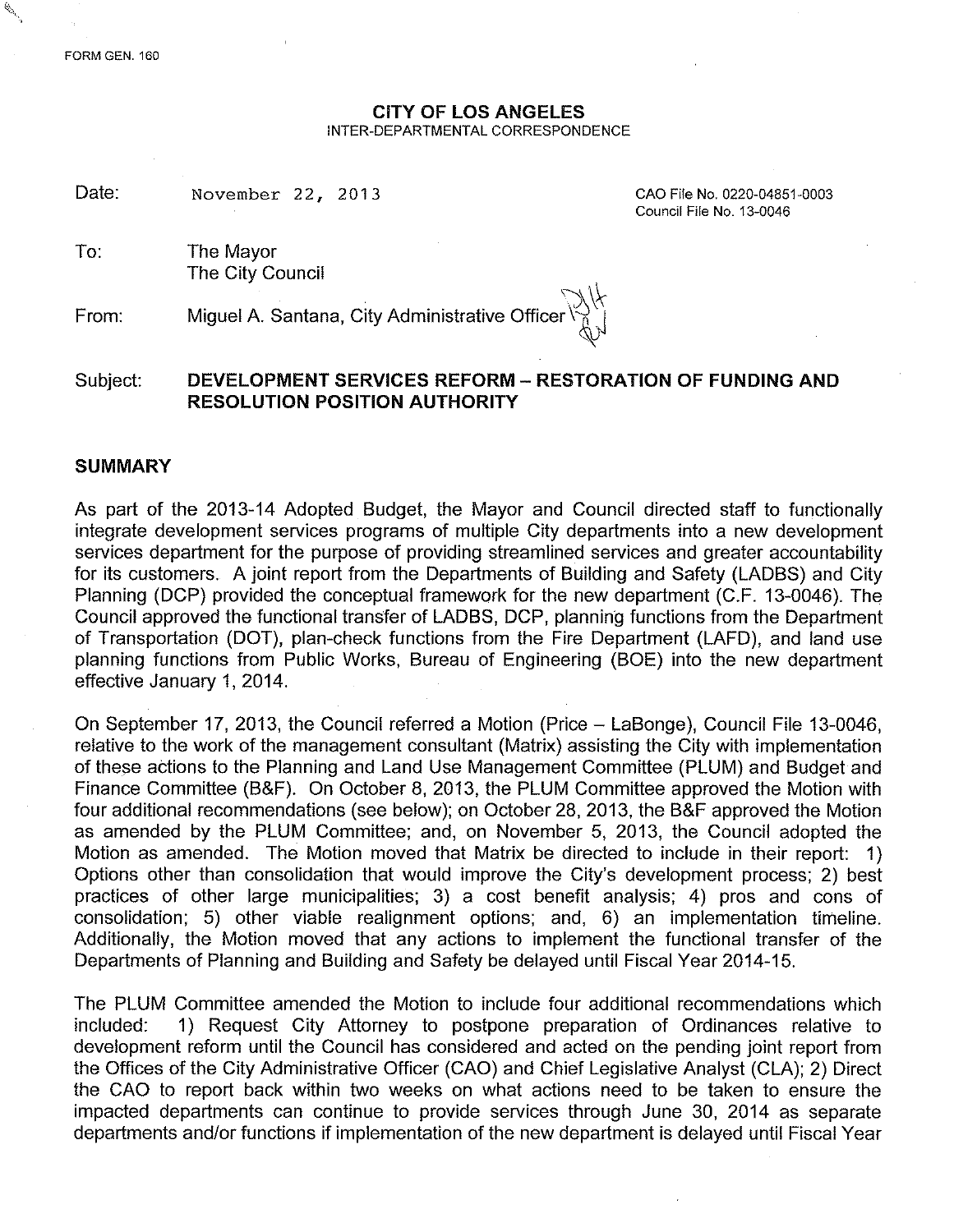FORM GEN. 160

**CITY OF LOS ANGELES**
INTER-DEPARTMENTAL CORRESPONDENCE

Date: November 22, 2013

CAO File No. 0220-04851-0003
Council File No. 13-0046

To: The Mayor
The City Council

From: Miguel A. Santana, City Administrative Officer

Subject: **DEVELOPMENT SERVICES REFORM – RESTORATION OF FUNDING AND RESOLUTION POSITION AUTHORITY**

## SUMMARY

As part of the 2013-14 Adopted Budget, the Mayor and Council directed staff to functionally integrate development services programs of multiple City departments into a new development services department for the purpose of providing streamlined services and greater accountability for its customers. A joint report from the Departments of Building and Safety (LADBS) and City Planning (DCP) provided the conceptual framework for the new department (C.F. 13-0046). The Council approved the functional transfer of LADBS, DCP, planning functions from the Department of Transportation (DOT), plan-check functions from the Fire Department (LAFD), and land use planning functions from Public Works, Bureau of Engineering (BOE) into the new department effective January 1, 2014.

On September 17, 2013, the Council referred a Motion (Price – LaBonge), Council File 13-0046, relative to the work of the management consultant (Matrix) assisting the City with implementation of these actions to the Planning and Land Use Management Committee (PLUM) and Budget and Finance Committee (B&F). On October 8, 2013, the PLUM Committee approved the Motion with four additional recommendations (see below); on October 28, 2013, the B&F approved the Motion as amended by the PLUM Committee; and, on November 5, 2013, the Council adopted the Motion as amended. The Motion moved that Matrix be directed to include in their report: 1) Options other than consolidation that would improve the City's development process; 2) best practices of other large municipalities; 3) a cost benefit analysis; 4) pros and cons of consolidation; 5) other viable realignment options; and, 6) an implementation timeline. Additionally, the Motion moved that any actions to implement the functional transfer of the Departments of Planning and Building and Safety be delayed until Fiscal Year 2014-15.

The PLUM Committee amended the Motion to include four additional recommendations which included: 1) Request City Attorney to postpone preparation of Ordinances relative to development reform until the Council has considered and acted on the pending joint report from the Offices of the City Administrative Officer (CAO) and Chief Legislative Analyst (CLA); 2) Direct the CAO to report back within two weeks on what actions need to be taken to ensure the impacted departments can continue to provide services through June 30, 2014 as separate departments and/or functions if implementation of the new department is delayed until Fiscal Year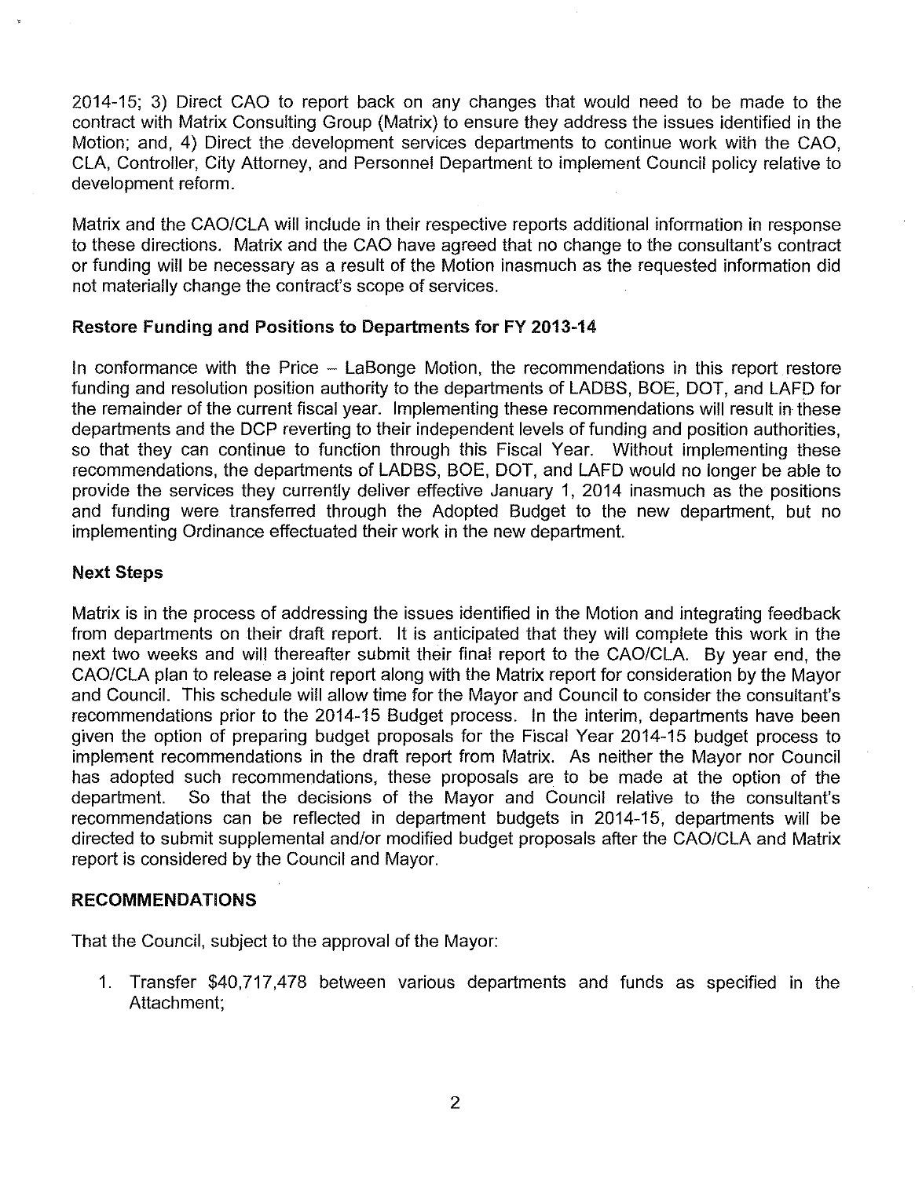2014-15; 3) Direct CAO to report back on any changes that would need to be made to the contract with Matrix Consulting Group (Matrix) to ensure they address the issues identified in the Motion; and, 4) Direct the development services departments to continue work with the CAO, CLA, Controller, City Attorney, and Personnel Department to implement Council policy relative to development reform.

Matrix and the CAO/CLA will include in their respective reports additional information in response to these directions. Matrix and the CAO have agreed that no change to the consultant's contract or funding will be necessary as a result of the Motion inasmuch as the requested information did not materially change the contract's scope of services.

**Restore Funding and Positions to Departments for FY 2013-14**

In conformance with the Price – LaBonge Motion, the recommendations in this report restore funding and resolution position authority to the departments of LADBS, BOE, DOT, and LAFD for the remainder of the current fiscal year. Implementing these recommendations will result in these departments and the DCP reverting to their independent levels of funding and position authorities, so that they can continue to function through this Fiscal Year. Without implementing these recommendations, the departments of LADBS, BOE, DOT, and LAFD would no longer be able to provide the services they currently deliver effective January 1, 2014 inasmuch as the positions and funding were transferred through the Adopted Budget to the new department, but no implementing Ordinance effectuated their work in the new department.

**Next Steps**

Matrix is in the process of addressing the issues identified in the Motion and integrating feedback from departments on their draft report. It is anticipated that they will complete this work in the next two weeks and will thereafter submit their final report to the CAO/CLA. By year end, the CAO/CLA plan to release a joint report along with the Matrix report for consideration by the Mayor and Council. This schedule will allow time for the Mayor and Council to consider the consultant's recommendations prior to the 2014-15 Budget process. In the interim, departments have been given the option of preparing budget proposals for the Fiscal Year 2014-15 budget process to implement recommendations in the draft report from Matrix. As neither the Mayor nor Council has adopted such recommendations, these proposals are to be made at the option of the department. So that the decisions of the Mayor and Council relative to the consultant's recommendations can be reflected in department budgets in 2014-15, departments will be directed to submit supplemental and/or modified budget proposals after the CAO/CLA and Matrix report is considered by the Council and Mayor.

**RECOMMENDATIONS**

That the Council, subject to the approval of the Mayor:

1. Transfer $40,717,478 between various departments and funds as specified in the Attachment;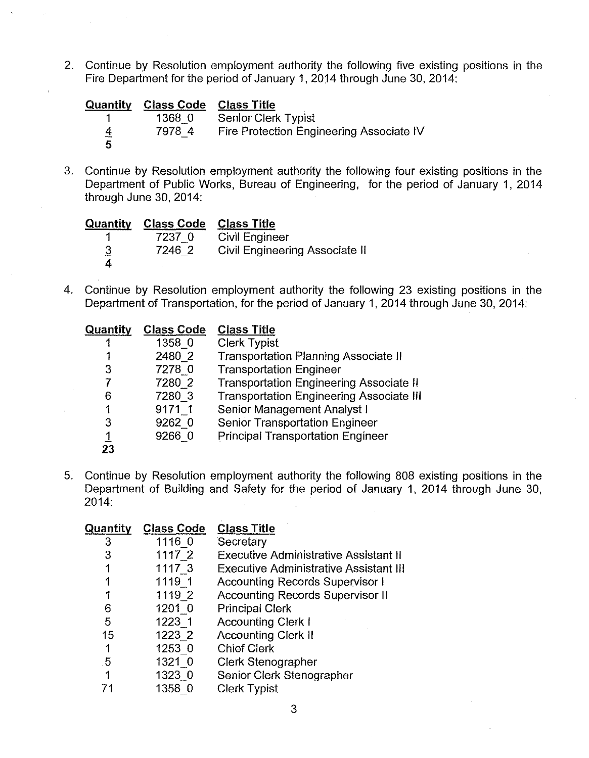2. Continue by Resolution employment authority the following five existing positions in the Fire Department for the period of January 1, 2014 through June 30, 2014:

| Quantity | Class Code | Class Title |
|---|---|---|
| 1 | 1368_0 | Senior Clerk Typist |
| 4 | 7978_4 | Fire Protection Engineering Associate IV |
| 5 | | |

3. Continue by Resolution employment authority the following four existing positions in the Department of Public Works, Bureau of Engineering, for the period of January 1, 2014 through June 30, 2014:

| Quantity | Class Code | Class Title |
|---|---|---|
| 1 | 7237_0 | Civil Engineer |
| 3 | 7246_2 | Civil Engineering Associate II |
| 4 | | |

4. Continue by Resolution employment authority the following 23 existing positions in the Department of Transportation, for the period of January 1, 2014 through June 30, 2014:

| Quantity | Class Code | Class Title |
|---|---|---|
| 1 | 1358_0 | Clerk Typist |
| 1 | 2480_2 | Transportation Planning Associate II |
| 3 | 7278_0 | Transportation Engineer |
| 7 | 7280_2 | Transportation Engineering Associate II |
| 6 | 7280_3 | Transportation Engineering Associate III |
| 1 | 9171_1 | Senior Management Analyst I |
| 3 | 9262_0 | Senior Transportation Engineer |
| 1 | 9266_0 | Principal Transportation Engineer |
| 23 | | |

5. Continue by Resolution employment authority the following 808 existing positions in the Department of Building and Safety for the period of January 1, 2014 through June 30, 2014:

| Quantity | Class Code | Class Title |
|---|---|---|
| 3 | 1116_0 | Secretary |
| 3 | 1117_2 | Executive Administrative Assistant II |
| 1 | 1117_3 | Executive Administrative Assistant III |
| 1 | 1119_1 | Accounting Records Supervisor I |
| 1 | 1119_2 | Accounting Records Supervisor II |
| 6 | 1201_0 | Principal Clerk |
| 5 | 1223_1 | Accounting Clerk I |
| 15 | 1223_2 | Accounting Clerk II |
| 1 | 1253_0 | Chief Clerk |
| 5 | 1321_0 | Clerk Stenographer |
| 1 | 1323_0 | Senior Clerk Stenographer |
| 71 | 1358_0 | Clerk Typist |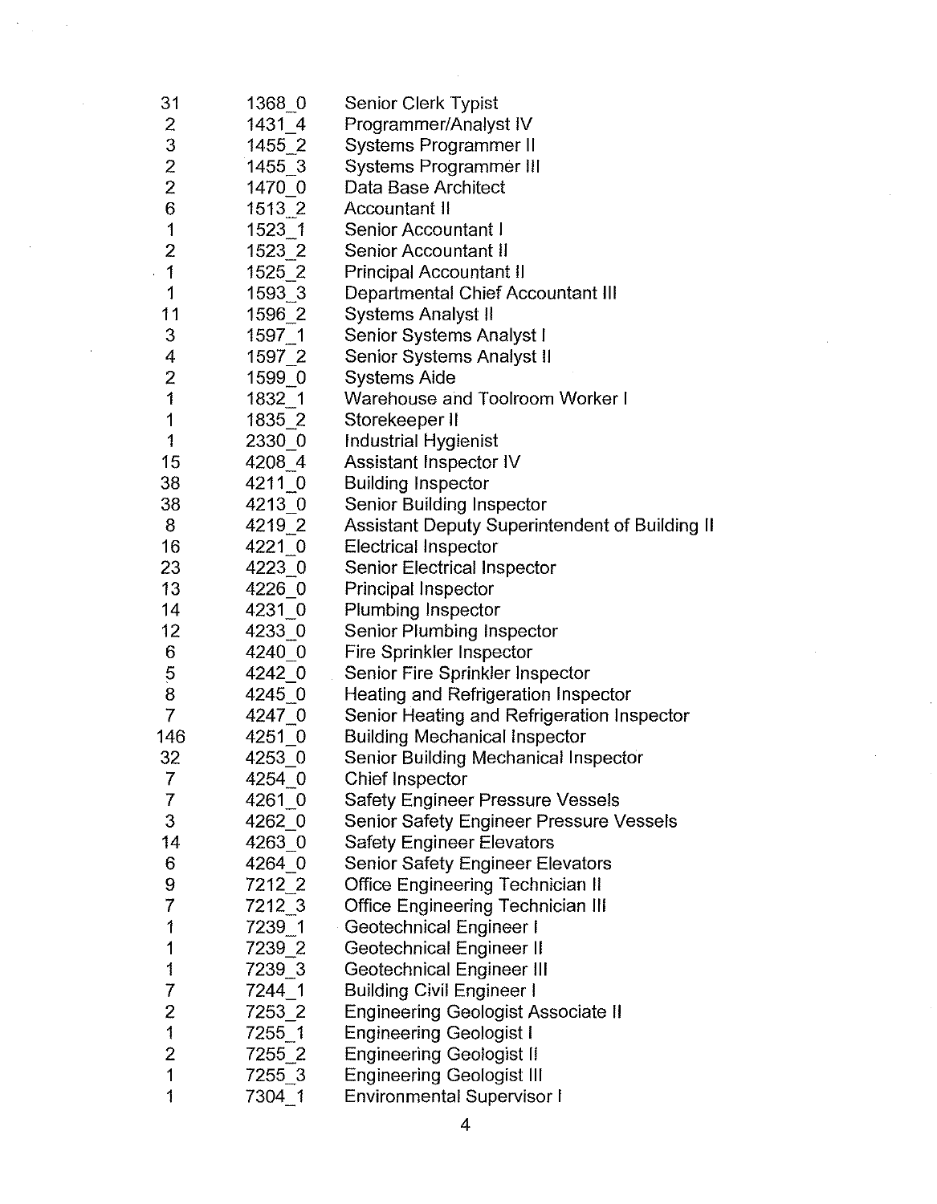| | | |
|---|---|---|
| 31 | 1368_0 | Senior Clerk Typist |
| 2 | 1431_4 | Programmer/Analyst IV |
| 3 | 1455_2 | Systems Programmer II |
| 2 | 1455_3 | Systems Programmer III |
| 2 | 1470_0 | Data Base Architect |
| 6 | 1513_2 | Accountant II |
| 1 | 1523_1 | Senior Accountant I |
| 2 | 1523_2 | Senior Accountant II |
| 1 | 1525_2 | Principal Accountant II |
| 1 | 1593_3 | Departmental Chief Accountant III |
| 11 | 1596_2 | Systems Analyst II |
| 3 | 1597_1 | Senior Systems Analyst I |
| 4 | 1597_2 | Senior Systems Analyst II |
| 2 | 1599_0 | Systems Aide |
| 1 | 1832_1 | Warehouse and Toolroom Worker I |
| 1 | 1835_2 | Storekeeper II |
| 1 | 2330_0 | Industrial Hygienist |
| 15 | 4208_4 | Assistant Inspector IV |
| 38 | 4211_0 | Building Inspector |
| 38 | 4213_0 | Senior Building Inspector |
| 8 | 4219_2 | Assistant Deputy Superintendent of Building II |
| 16 | 4221_0 | Electrical Inspector |
| 23 | 4223_0 | Senior Electrical Inspector |
| 13 | 4226_0 | Principal Inspector |
| 14 | 4231_0 | Plumbing Inspector |
| 12 | 4233_0 | Senior Plumbing Inspector |
| 6 | 4240_0 | Fire Sprinkler Inspector |
| 5 | 4242_0 | Senior Fire Sprinkler Inspector |
| 8 | 4245_0 | Heating and Refrigeration Inspector |
| 7 | 4247_0 | Senior Heating and Refrigeration Inspector |
| 146 | 4251_0 | Building Mechanical Inspector |
| 32 | 4253_0 | Senior Building Mechanical Inspector |
| 7 | 4254_0 | Chief Inspector |
| 7 | 4261_0 | Safety Engineer Pressure Vessels |
| 3 | 4262_0 | Senior Safety Engineer Pressure Vessels |
| 14 | 4263_0 | Safety Engineer Elevators |
| 6 | 4264_0 | Senior Safety Engineer Elevators |
| 9 | 7212_2 | Office Engineering Technician II |
| 7 | 7212_3 | Office Engineering Technician III |
| 1 | 7239_1 | Geotechnical Engineer I |
| 1 | 7239_2 | Geotechnical Engineer II |
| 1 | 7239_3 | Geotechnical Engineer III |
| 7 | 7244_1 | Building Civil Engineer I |
| 2 | 7253_2 | Engineering Geologist Associate II |
| 1 | 7255_1 | Engineering Geologist I |
| 2 | 7255_2 | Engineering Geologist II |
| 1 | 7255_3 | Engineering Geologist III |
| 1 | 7304_1 | Environmental Supervisor I |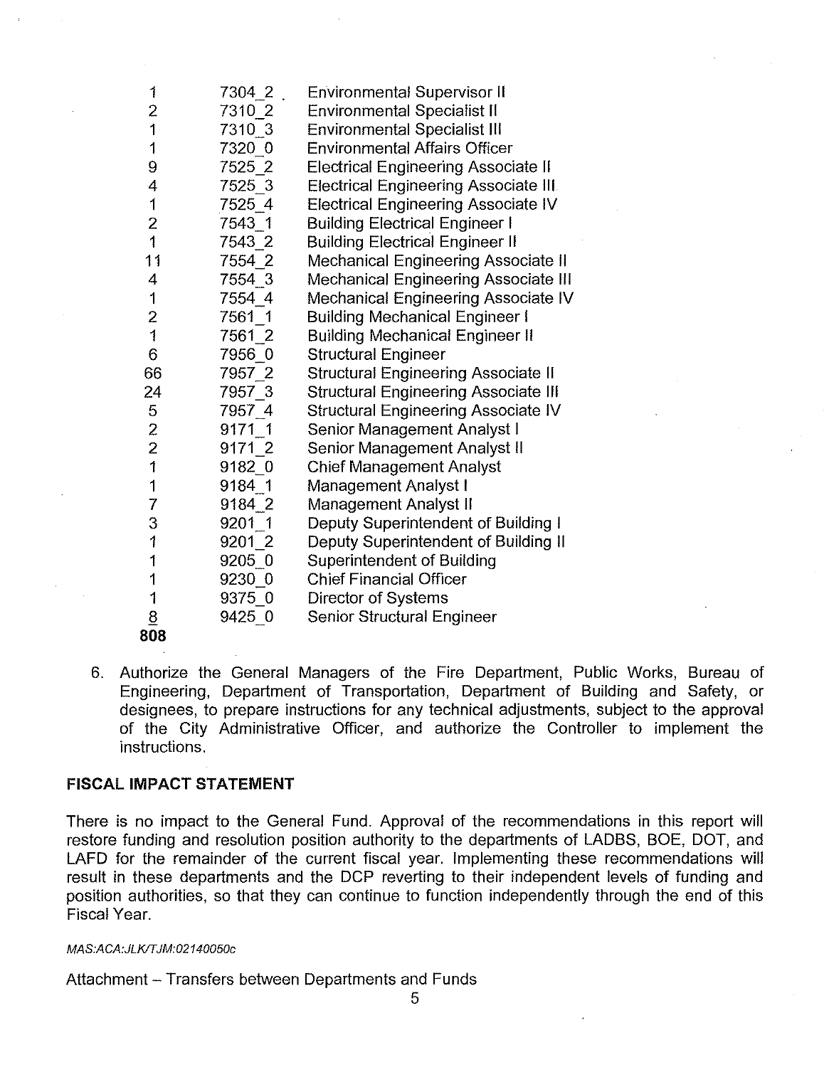| | | |
|---|---|---|
| 1 | 7304_2 | Environmental Supervisor II |
| 2 | 7310_2 | Environmental Specialist II |
| 1 | 7310_3 | Environmental Specialist III |
| 1 | 7320_0 | Environmental Affairs Officer |
| 9 | 7525_2 | Electrical Engineering Associate II |
| 4 | 7525_3 | Electrical Engineering Associate III |
| 1 | 7525_4 | Electrical Engineering Associate IV |
| 2 | 7543_1 | Building Electrical Engineer I |
| 1 | 7543_2 | Building Electrical Engineer II |
| 11 | 7554_2 | Mechanical Engineering Associate II |
| 4 | 7554_3 | Mechanical Engineering Associate III |
| 1 | 7554_4 | Mechanical Engineering Associate IV |
| 2 | 7561_1 | Building Mechanical Engineer I |
| 1 | 7561_2 | Building Mechanical Engineer II |
| 6 | 7956_0 | Structural Engineer |
| 66 | 7957_2 | Structural Engineering Associate II |
| 24 | 7957_3 | Structural Engineering Associate III |
| 5 | 7957_4 | Structural Engineering Associate IV |
| 2 | 9171_1 | Senior Management Analyst I |
| 2 | 9171_2 | Senior Management Analyst II |
| 1 | 9182_0 | Chief Management Analyst |
| 1 | 9184_1 | Management Analyst I |
| 7 | 9184_2 | Management Analyst II |
| 3 | 9201_1 | Deputy Superintendent of Building I |
| 1 | 9201_2 | Deputy Superintendent of Building II |
| 1 | 9205_0 | Superintendent of Building |
| 1 | 9230_0 | Chief Financial Officer |
| 1 | 9375_0 | Director of Systems |
| 8 | 9425_0 | Senior Structural Engineer |
| **808** | | |

6. Authorize the General Managers of the Fire Department, Public Works, Bureau of Engineering, Department of Transportation, Department of Building and Safety, or designees, to prepare instructions for any technical adjustments, subject to the approval of the City Administrative Officer, and authorize the Controller to implement the instructions.

**FISCAL IMPACT STATEMENT**

There is no impact to the General Fund. Approval of the recommendations in this report will restore funding and resolution position authority to the departments of LADBS, BOE, DOT, and LAFD for the remainder of the current fiscal year. Implementing these recommendations will result in these departments and the DCP reverting to their independent levels of funding and position authorities, so that they can continue to function independently through the end of this Fiscal Year.

*MAS:ACA:JLK/TJM:02140050c*

Attachment – Transfers between Departments and Funds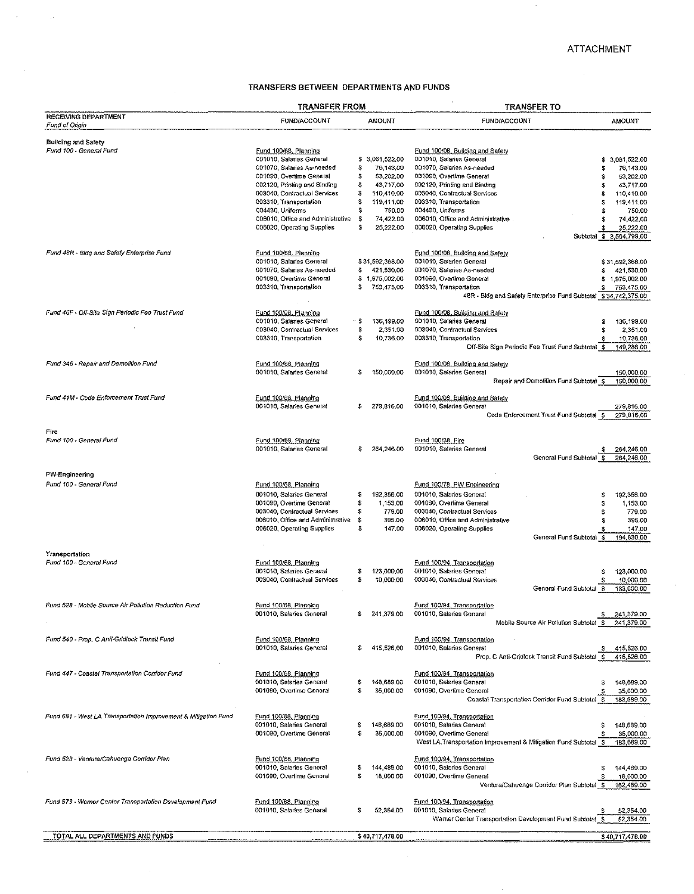ATTACHMENT

## TRANSFERS BETWEEN DEPARTMENTS AND FUNDS

| RECEIVING DEPARTMENT *Fund of Origin* | TRANSFER FROM FUND/ACCOUNT | TRANSFER FROM AMOUNT | TRANSFER TO FUND/ACCOUNT | TRANSFER TO AMOUNT |
|---|---|---|---|---|
| **Building and Safety** | | | | |
| *Fund 100 - General Fund* | Fund 100/68, Planning | | Fund 100/08, Building and Safety | |
| | 001010, Salaries General | $ 3,061,522.00 | 001010, Salaries General | $ 3,061,522.00 |
| | 001070, Salaries As-needed | $ 76,143.00 | 001070, Salaries As-needed | $ 76,143.00 |
| | 001090, Overtime General | $ 53,202.00 | 001090, Overtime General | $ 53,202.00 |
| | 002120, Printing and Binding | $ 43,717.00 | 002120, Printing and Binding | $ 43,717.00 |
| | 003040, Contractual Services | $ 110,410.00 | 003040, Contractual Services | $ 110,410.00 |
| | 003310, Transportation | $ 119,411.00 | 003310, Transportation | $ 119,411.00 |
| | 004430, Uniforms | $ 750.00 | 004430, Uniforms | $ 750.00 |
| | 006010, Office and Administrative | $ 74,422.00 | 006010, Office and Administrative | $ 74,422.00 |
| | 006020, Operating Supplies | $ 25,222.00 | 006020, Operating Supplies | $ 25,222.00 |
| | | | Subtotal | $ 3,564,799.00 |
| *Fund 48R - Bldg and Safety Enterprise Fund* | Fund 100/68, Planning | | Fund 100/08, Building and Safety | |
| | 001010, Salaries General | $ 31,592,368.00 | 001010, Salaries General | $ 31,592,368.00 |
| | 001070, Salaries As-needed | $ 421,530.00 | 001070, Salaries As-needed | $ 421,530.00 |
| | 001090, Overtime General | $ 1,975,002.00 | 001090, Overtime General | $ 1,975,002.00 |
| | 003310, Transportation | $ 753,475.00 | 003310, Transportation | $ 753,475.00 |
| | | | 48R - Bldg and Safety Enterprise Fund Subtotal | $ 34,742,375.00 |
| *Fund 46F - Off-Site Sign Periodic Fee Trust Fund* | Fund 100/68, Planning | | Fund 100/08, Building and Safety | |
| | 001010, Salaries General | $ 136,199.00 | 001010, Salaries General | $ 136,199.00 |
| | 003040, Contractual Services | $ 2,351.00 | 003040, Contractual Services | $ 2,351.00 |
| | 003310, Transportation | $ 10,736.00 | 003310, Transportation | $ 10,736.00 |
| | | | Off-Site Sign Periodic Fee Trust Fund Subtotal | $ 149,286.00 |
| *Fund 346 - Repair and Demolition Fund* | Fund 100/68, Planning | | Fund 100/08, Building and Safety | |
| | 001010, Salaries General | $ 150,000.00 | 001010, Salaries General | 150,000.00 |
| | | | Repair and Demolition Fund Subtotal | $ 150,000.00 |
| *Fund 41M - Code Enforcement Trust Fund* | Fund 100/68, Planning | | Fund 100/08, Building and Safety | |
| | 001010, Salaries General | $ 279,816.00 | 001010, Salaries General | 279,816.00 |
| | | | Code Enforcement Trust Fund Subtotal | $ 279,816.00 |
| **Fire** | | | | |
| *Fund 100 - General Fund* | Fund 100/68, Planning | | Fund 100/38, Fire | |
| | 001010, Salaries General | $ 264,246.00 | 001010, Salaries General | $ 264,246.00 |
| | | | General Fund Subtotal | $ 264,246.00 |
| **PW-Engineering** | | | | |
| *Fund 100 - General Fund* | Fund 100/68, Planning | | Fund 100/78, PW Engineering | |
| | 001010, Salaries General | $ 192,356.00 | 001010, Salaries General | $ 192,356.00 |
| | 001090, Overtime General | $ 1,153.00 | 001090, Overtime General | $ 1,153.00 |
| | 003040, Contractual Services | $ 779.00 | 003040, Contractual Services | $ 779.00 |
| | 006010, Office and Administrative | $ 395.00 | 006010, Office and Administrative | $ 395.00 |
| | 006020, Operating Supplies | $ 147.00 | 006020, Operating Supplies | $ 147.00 |
| | | | General Fund Subtotal | $ 194,830.00 |
| **Transportation** | | | | |
| *Fund 100 - General Fund* | Fund 100/68, Planning | | Fund 100/94, Transportation | |
| | 001010, Salaries General | $ 123,000.00 | 001010, Salaries General | $ 123,000.00 |
| | 003040, Contractual Services | $ 10,000.00 | 003040, Contractual Services | $ 10,000.00 |
| | | | General Fund Subtotal | $ 133,000.00 |
| *Fund 528 - Mobile Source Air Pollution Reduction Fund* | Fund 100/68, Planning | | Fund 100/94, Transportation | |
| | 001010, Salaries General | $ 241,379.00 | 001010, Salaries General | $ 241,379.00 |
| | | | Mobile Source Air Pollution Subtotal | $ 241,379.00 |
| *Fund 540 - Prop. C Anti-Gridlock Transit Fund* | Fund 100/68, Planning | | Fund 100/94, Transportation | |
| | 001010, Salaries General | $ 415,526.00 | 001010, Salaries General | $ 415,526.00 |
| | | | Prop. C Anti-Gridlock Transit Fund Subtotal | $ 415,526.00 |
| *Fund 447 - Coastal Transportation Corridor Fund* | Fund 100/68, Planning | | Fund 100/94, Transportation | |
| | 001010, Salaries General | $ 148,689.00 | 001010, Salaries General | $ 148,689.00 |
| | 001090, Overtime General | $ 35,000.00 | 001090, Overtime General | $ 35,000.00 |
| | | | Coastal Transportation Corridor Fund Subtotal | $ 183,689.00 |
| *Fund 691 - West LA Transportation Improvement & Mitigation Fund* | Fund 100/68, Planning | | Fund 100/94, Transportation | |
| | 001010, Salaries General | $ 148,689.00 | 001010, Salaries General | $ 148,689.00 |
| | 001090, Overtime General | $ 35,000.00 | 001090, Overtime General | $ 35,000.00 |
| | | | West LA Transportation Improvement & Mitigation Fund Subtotal | $ 183,689.00 |
| *Fund 523 - Ventura/Cahuenga Corridor Plan* | Fund 100/68, Planning | | Fund 100/94, Transportation | |
| | 001010, Salaries General | $ 144,489.00 | 001010, Salaries General | $ 144,489.00 |
| | 001090, Overtime General | $ 18,000.00 | 001090, Overtime General | $ 18,000.00 |
| | | | Ventura/Cahuenga Corridor Plan Subtotal | $ 162,489.00 |
| *Fund 573 - Warner Center Transportation Development Fund* | Fund 100/68, Planning | | Fund 100/94, Transportation | |
| | 001010, Salaries General | $ 52,354.00 | 001010, Salaries General | $ 52,354.00 |
| | | | Warner Center Transportation Development Fund Subtotal | $ 52,354.00 |
| **TOTAL ALL DEPARTMENTS AND FUNDS** | | $ 40,717,478.00 | | $ 40,717,478.00 |